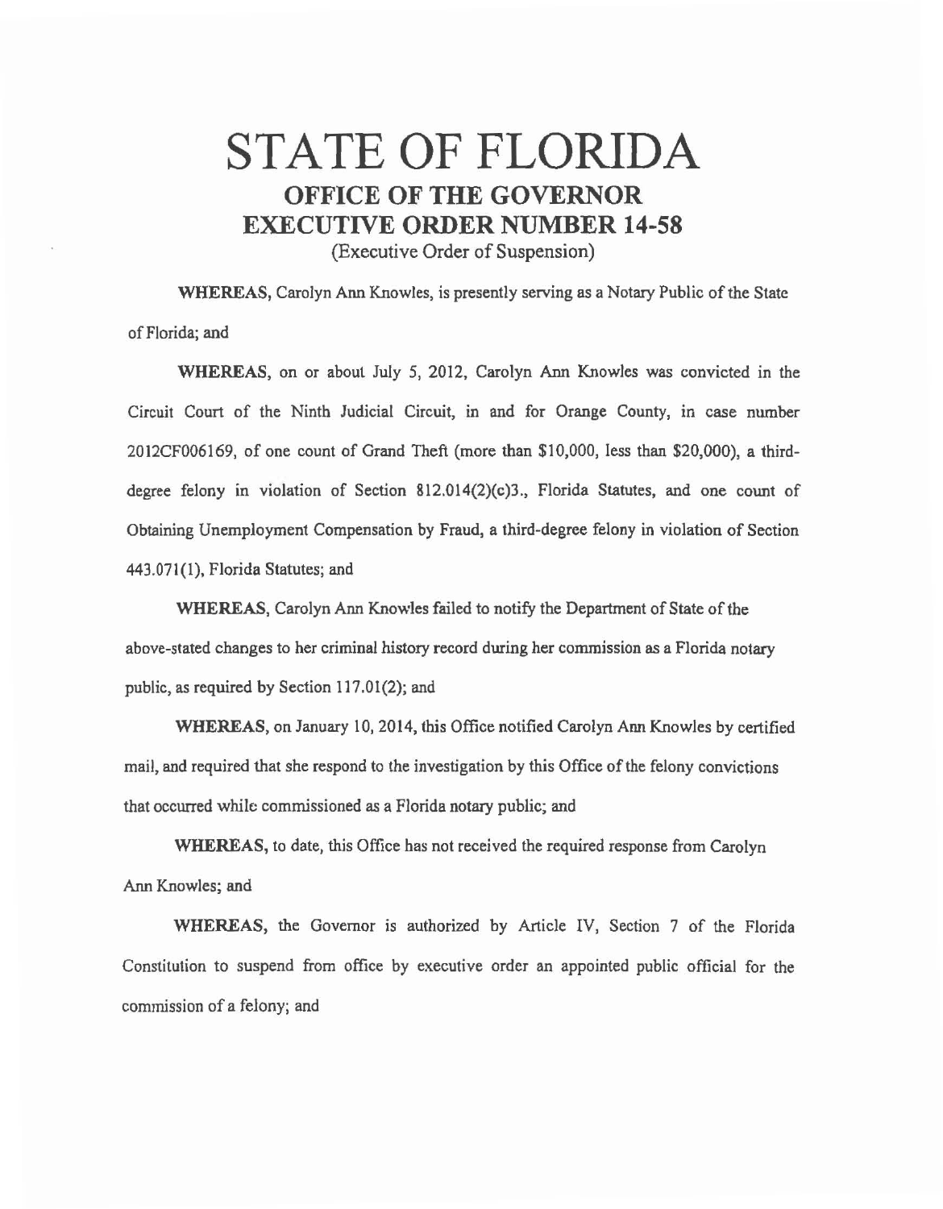# STATE OF FLORIDA

## OFFICE OF THE GOVERNOR

## EXECUTIVE ORDER NUMBER 14-58

(Executive Order of Suspension)

**WHEREAS,** Carolyn Ann Knowles, is presently serving as a Notary Public of the State of Florida; and

**WHEREAS,** on or about July 5, 2012, Carolyn Ann Knowles was convicted in the Circuit Court of the Ninth Judicial Circuit, in and for Orange County, in case number 2012CF006169, of one count of Grand Theft (more than $10,000, less than $20,000), a third-degree felony in violation of Section 812.014(2)(c)3., Florida Statutes, and one count of Obtaining Unemployment Compensation by Fraud, a third-degree felony in violation of Section 443.071(1), Florida Statutes; and

**WHEREAS,** Carolyn Ann Knowles failed to notify the Department of State of the above-stated changes to her criminal history record during her commission as a Florida notary public, as required by Section 117.01(2); and

**WHEREAS,** on January 10, 2014, this Office notified Carolyn Ann Knowles by certified mail, and required that she respond to the investigation by this Office of the felony convictions that occurred while commissioned as a Florida notary public; and

**WHEREAS,** to date, this Office has not received the required response from Carolyn Ann Knowles; and

**WHEREAS,** the Governor is authorized by Article IV, Section 7 of the Florida Constitution to suspend from office by executive order an appointed public official for the commission of a felony; and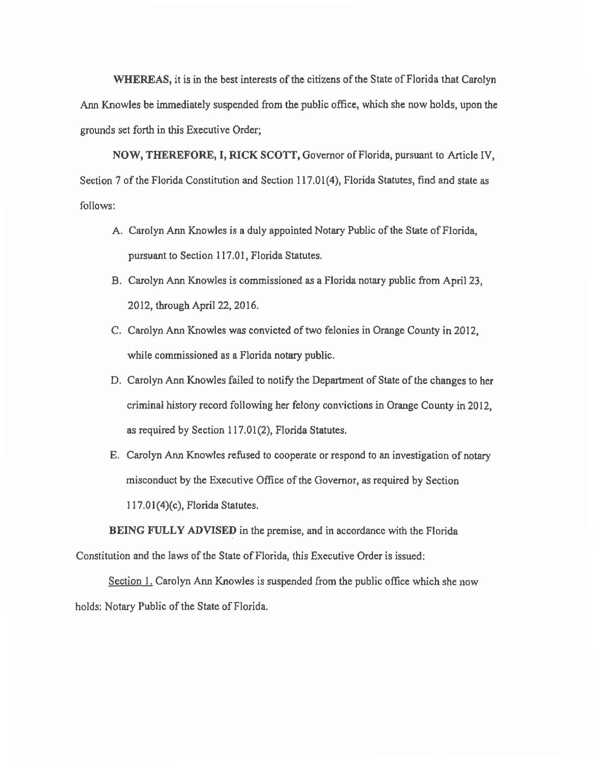**WHEREAS,** it is in the best interests of the citizens of the State of Florida that Carolyn Ann Knowles be immediately suspended from the public office, which she now holds, upon the grounds set forth in this Executive Order;

**NOW, THEREFORE, I, RICK SCOTT,** Governor of Florida, pursuant to Article IV, Section 7 of the Florida Constitution and Section 117.01(4), Florida Statutes, find and state as follows:

A. Carolyn Ann Knowles is a duly appointed Notary Public of the State of Florida, pursuant to Section 117.01, Florida Statutes.

B. Carolyn Ann Knowles is commissioned as a Florida notary public from April 23, 2012, through April 22, 2016.

C. Carolyn Ann Knowles was convicted of two felonies in Orange County in 2012, while commissioned as a Florida notary public.

D. Carolyn Ann Knowles failed to notify the Department of State of the changes to her criminal history record following her felony convictions in Orange County in 2012, as required by Section 117.01(2), Florida Statutes.

E. Carolyn Ann Knowles refused to cooperate or respond to an investigation of notary misconduct by the Executive Office of the Governor, as required by Section 117.01(4)(c), Florida Statutes.

**BEING FULLY ADVISED** in the premise, and in accordance with the Florida Constitution and the laws of the State of Florida, this Executive Order is issued:

Section 1. Carolyn Ann Knowles is suspended from the public office which she now holds: Notary Public of the State of Florida.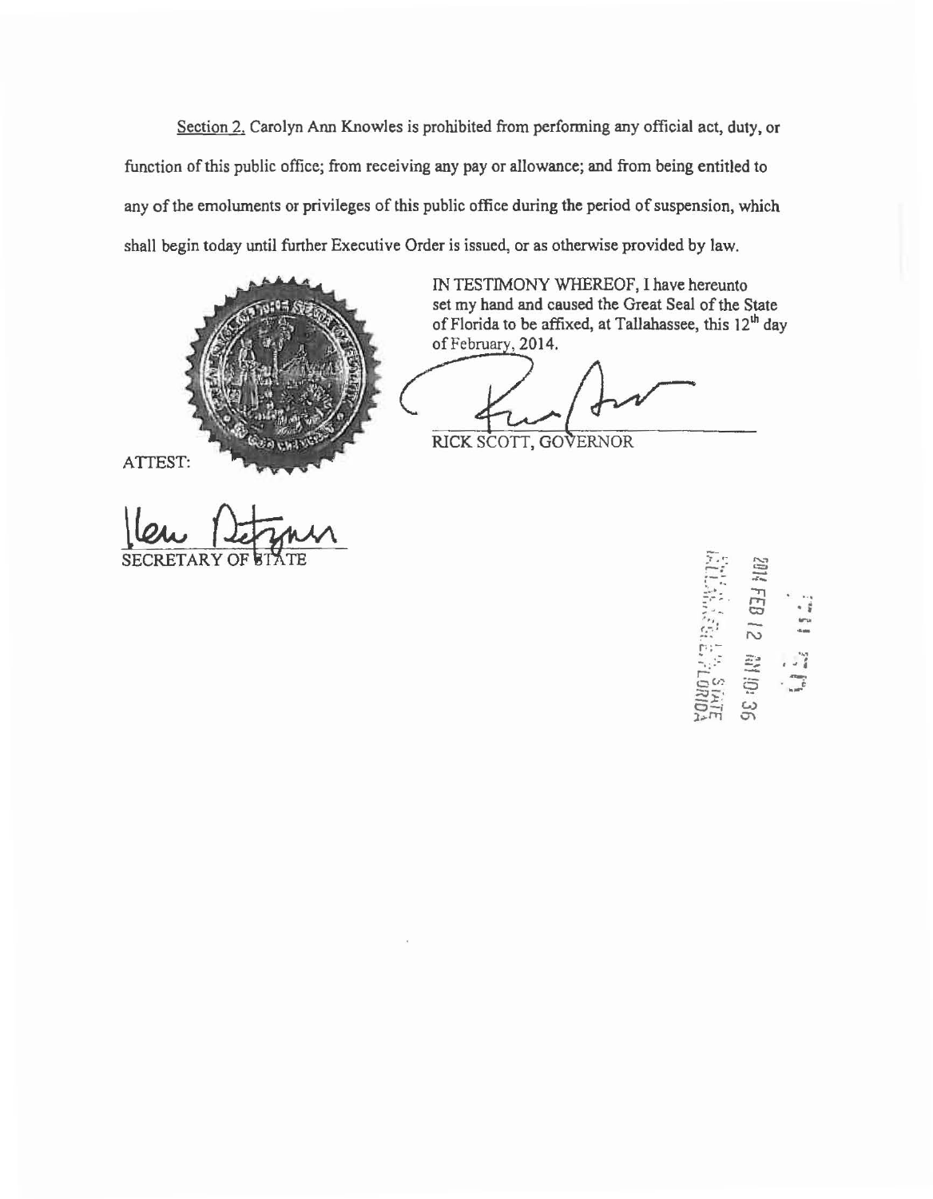Section 2. Carolyn Ann Knowles is prohibited from performing any official act, duty, or function of this public office; from receiving any pay or allowance; and from being entitled to any of the emoluments or privileges of this public office during the period of suspension, which shall begin today until further Executive Order is issued, or as otherwise provided by law.

IN TESTIMONY WHEREOF, I have hereunto set my hand and caused the Great Seal of the State of Florida to be affixed, at Tallahassee, this 12th day of February, 2014.

RICK SCOTT, GOVERNOR

ATTEST:

SECRETARY OF STATE

2014 FEB 12 AM 10:36

SECRETARY OF STATE
TALLAHASSEE, FLORIDA